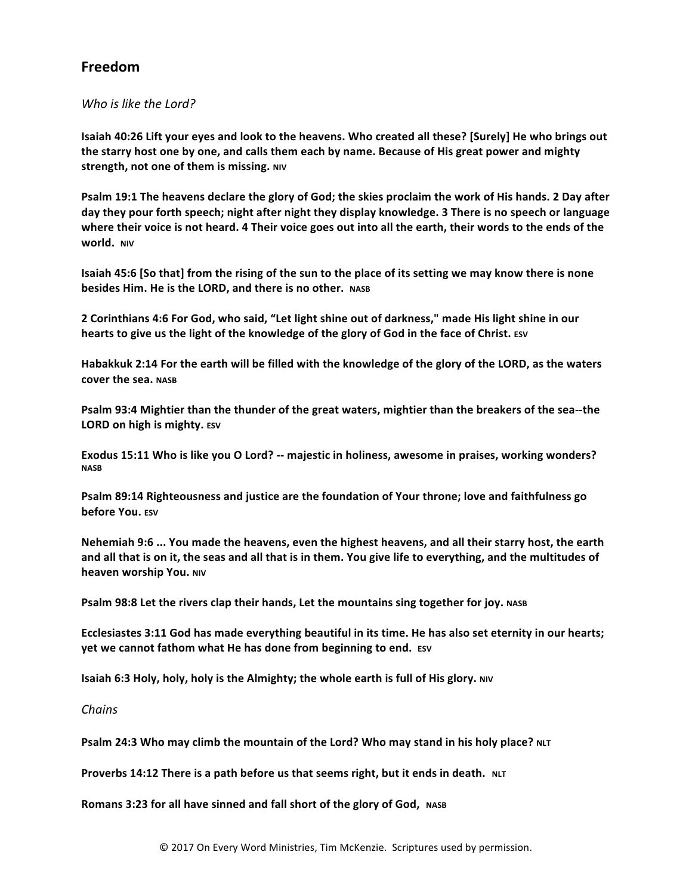## Freedom

*Who is like the Lord?*

**Isaiah 40:26 Lift your eyes and look to the heavens. Who created all these? [Surely] He who brings out the starry host one by one, and calls them each by name. Because of His great power and mighty strength, not one of them is missing.** NIV

**Psalm 19:1 The heavens declare the glory of God; the skies proclaim the work of His hands. 2 Day after day they pour forth speech; night after night they display knowledge. 3 There is no speech or language where their voice is not heard. 4 Their voice goes out into all the earth, their words to the ends of the world.** NIV

**Isaiah 45:6 [So that] from the rising of the sun to the place of its setting we may know there is none besides Him. He is the LORD, and there is no other.** NASB

**2 Corinthians 4:6 For God, who said, "Let light shine out of darkness," made His light shine in our hearts to give us the light of the knowledge of the glory of God in the face of Christ.** ESV

**Habakkuk 2:14 For the earth will be filled with the knowledge of the glory of the LORD, as the waters cover the sea.** NASB

**Psalm 93:4 Mightier than the thunder of the great waters, mightier than the breakers of the sea--the LORD on high is mighty.** ESV

**Exodus 15:11 Who is like you O Lord? -- majestic in holiness, awesome in praises, working wonders?** NASB

**Psalm 89:14 Righteousness and justice are the foundation of Your throne; love and faithfulness go before You.** ESV

**Nehemiah 9:6 ... You made the heavens, even the highest heavens, and all their starry host, the earth and all that is on it, the seas and all that is in them. You give life to everything, and the multitudes of heaven worship You.** NIV

**Psalm 98:8 Let the rivers clap their hands, Let the mountains sing together for joy.** NASB

**Ecclesiastes 3:11 God has made everything beautiful in its time. He has also set eternity in our hearts; yet we cannot fathom what He has done from beginning to end.** ESV

**Isaiah 6:3 Holy, holy, holy is the Almighty; the whole earth is full of His glory.** NIV

*Chains*

**Psalm 24:3 Who may climb the mountain of the Lord? Who may stand in his holy place?** NLT

**Proverbs 14:12 There is a path before us that seems right, but it ends in death.** NLT

**Romans 3:23 for all have sinned and fall short of the glory of God,** NASB

© 2017 On Every Word Ministries, Tim McKenzie. Scriptures used by permission.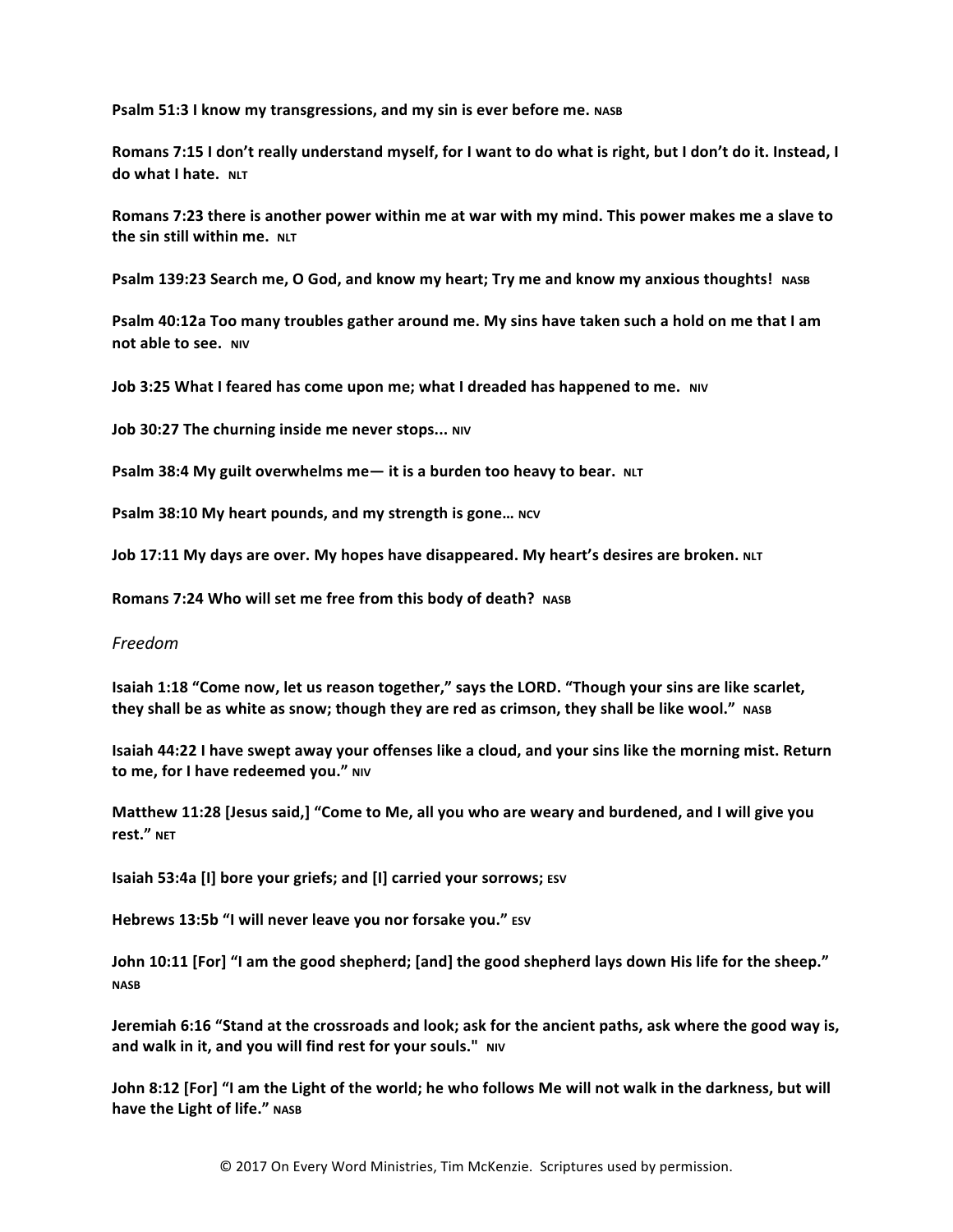**Psalm 51:3 I know my transgressions, and my sin is ever before me.** **NASB**

**Romans 7:15 I don't really understand myself, for I want to do what is right, but I don't do it. Instead, I do what I hate.** **NLT**

**Romans 7:23 there is another power within me at war with my mind. This power makes me a slave to the sin still within me.** **NLT**

**Psalm 139:23 Search me, O God, and know my heart; Try me and know my anxious thoughts!** **NASB**

**Psalm 40:12a Too many troubles gather around me. My sins have taken such a hold on me that I am not able to see.** **NIV**

**Job 3:25 What I feared has come upon me; what I dreaded has happened to me.** **NIV**

**Job 30:27 The churning inside me never stops...** **NIV**

**Psalm 38:4 My guilt overwhelms me— it is a burden too heavy to bear.** **NLT**

**Psalm 38:10 My heart pounds, and my strength is gone…** **NCV**

**Job 17:11 My days are over. My hopes have disappeared. My heart's desires are broken.** **NLT**

**Romans 7:24 Who will set me free from this body of death?** **NASB**

*Freedom*

**Isaiah 1:18 "Come now, let us reason together," says the LORD. "Though your sins are like scarlet, they shall be as white as snow; though they are red as crimson, they shall be like wool."** **NASB**

**Isaiah 44:22 I have swept away your offenses like a cloud, and your sins like the morning mist. Return to me, for I have redeemed you."** **NIV**

**Matthew 11:28 [Jesus said,] "Come to Me, all you who are weary and burdened, and I will give you rest."** **NET**

**Isaiah 53:4a [I] bore your griefs; and [I] carried your sorrows;** **ESV**

**Hebrews 13:5b "I will never leave you nor forsake you."** **ESV**

**John 10:11 [For] "I am the good shepherd; [and] the good shepherd lays down His life for the sheep."** **NASB**

**Jeremiah 6:16 "Stand at the crossroads and look; ask for the ancient paths, ask where the good way is, and walk in it, and you will find rest for your souls."** **NIV**

**John 8:12 [For] "I am the Light of the world; he who follows Me will not walk in the darkness, but will have the Light of life."** **NASB**

© 2017 On Every Word Ministries, Tim McKenzie. Scriptures used by permission.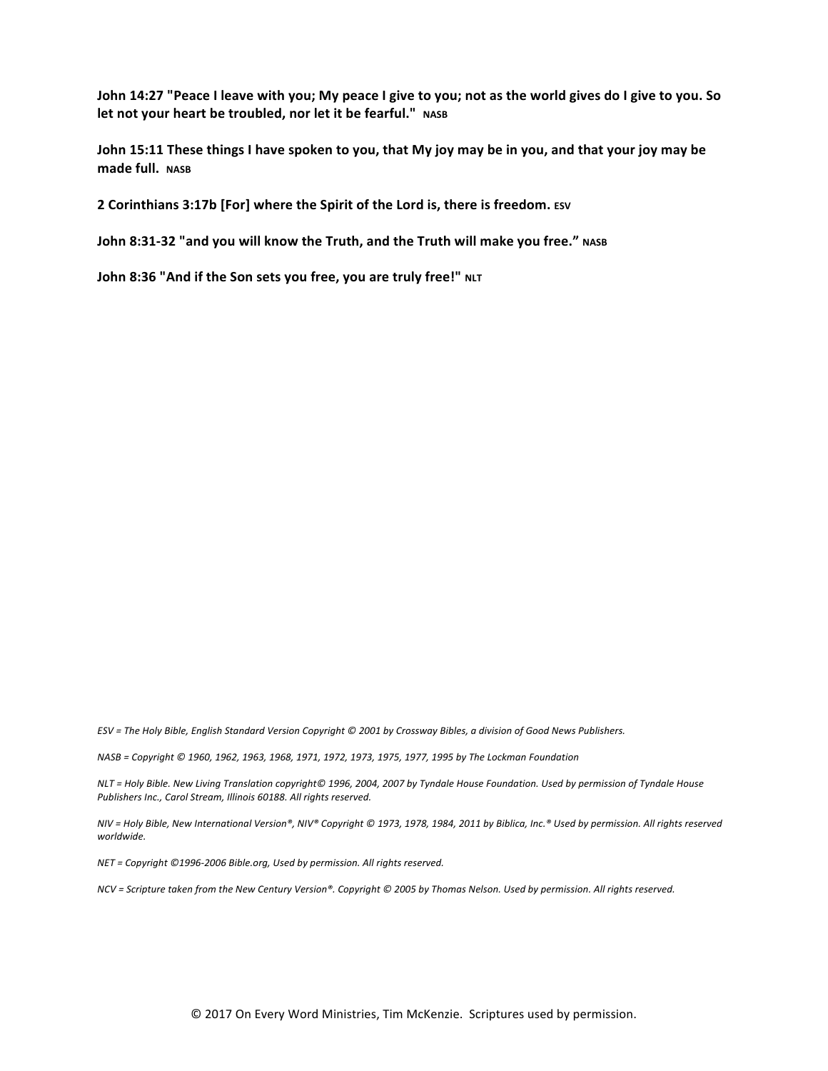**John 14:27 "Peace I leave with you; My peace I give to you; not as the world gives do I give to you. So let not your heart be troubled, nor let it be fearful."** NASB

**John 15:11 These things I have spoken to you, that My joy may be in you, and that your joy may be made full.** NASB

**2 Corinthians 3:17b [For] where the Spirit of the Lord is, there is freedom.** ESV

**John 8:31-32 "and you will know the Truth, and the Truth will make you free."** NASB

**John 8:36 "And if the Son sets you free, you are truly free!"** NLT

*ESV = The Holy Bible, English Standard Version Copyright © 2001 by Crossway Bibles, a division of Good News Publishers.*

*NASB = Copyright © 1960, 1962, 1963, 1968, 1971, 1972, 1973, 1975, 1977, 1995 by The Lockman Foundation*

*NLT = Holy Bible. New Living Translation copyright© 1996, 2004, 2007 by Tyndale House Foundation. Used by permission of Tyndale House Publishers Inc., Carol Stream, Illinois 60188. All rights reserved.*

*NIV = Holy Bible, New International Version®, NIV® Copyright © 1973, 1978, 1984, 2011 by Biblica, Inc.® Used by permission. All rights reserved worldwide.*

*NET = Copyright ©1996-2006 Bible.org, Used by permission. All rights reserved.*

*NCV = Scripture taken from the New Century Version®. Copyright © 2005 by Thomas Nelson. Used by permission. All rights reserved.*

© 2017 On Every Word Ministries, Tim McKenzie. Scriptures used by permission.